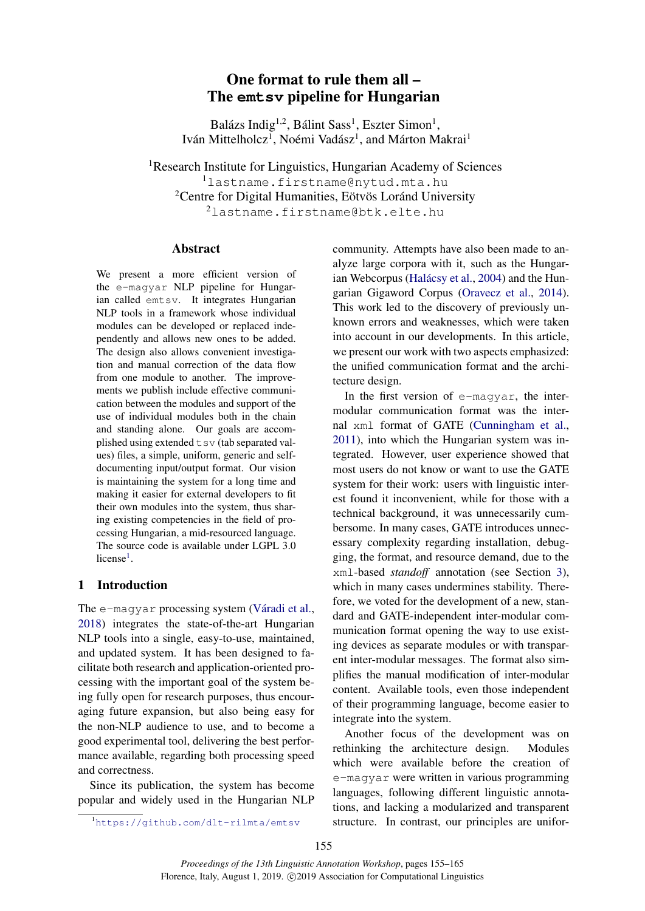# One format to rule them all – The `emtsv` pipeline for Hungarian

Balázs Indig[1,2], Bálint Sass[1], Eszter Simon[1], Iván Mittelholcz[1], Noémi Vadász[1], and Márton Makrai[1]

[1]Research Institute for Linguistics, Hungarian Academy of Sciences
[1]`lastname.firstname@nytud.mta.hu`
[2]Centre for Digital Humanities, Eötvös Loránd University
[2]`lastname.firstname@btk.elte.hu`

## Abstract

We present a more efficient version of the `e-magyar` NLP pipeline for Hungarian called `emtsv`. It integrates Hungarian NLP tools in a framework whose individual modules can be developed or replaced independently and allows new ones to be added. The design also allows convenient investigation and manual correction of the data flow from one module to another. The improvements we publish include effective communication between the modules and support of the use of individual modules both in the chain and standing alone. Our goals are accomplished using extended `tsv` (tab separated values) files, a simple, uniform, generic and self-documenting input/output format. Our vision is maintaining the system for a long time and making it easier for external developers to fit their own modules into the system, thus sharing existing competencies in the field of processing Hungarian, a mid-resourced language. The source code is available under LGPL 3.0 license[1].

## 1 Introduction

The `e-magyar` processing system (Váradi et al., 2018) integrates the state-of-the-art Hungarian NLP tools into a single, easy-to-use, maintained, and updated system. It has been designed to facilitate both research and application-oriented processing with the important goal of the system being fully open for research purposes, thus encouraging future expansion, but also being easy for the non-NLP audience to use, and to become a good experimental tool, delivering the best performance available, regarding both processing speed and correctness.

Since its publication, the system has become popular and widely used in the Hungarian NLP community. Attempts have also been made to analyze large corpora with it, such as the Hungarian Webcorpus (Halácsy et al., 2004) and the Hungarian Gigaword Corpus (Oravecz et al., 2014). This work led to the discovery of previously unknown errors and weaknesses, which were taken into account in our developments. In this article, we present our work with two aspects emphasized: the unified communication format and the architecture design.

In the first version of `e-magyar`, the intermodular communication format was the internal `xml` format of GATE (Cunningham et al., 2011), into which the Hungarian system was integrated. However, user experience showed that most users do not know or want to use the GATE system for their work: users with linguistic interest found it inconvenient, while for those with a technical background, it was unnecessarily cumbersome. In many cases, GATE introduces unnecessary complexity regarding installation, debugging, the format, and resource demand, due to the `xml`-based *standoff* annotation (see Section 3), which in many cases undermines stability. Therefore, we voted for the development of a new, standard and GATE-independent inter-modular communication format opening the way to use existing devices as separate modules or with transparent inter-modular messages. The format also simplifies the manual modification of inter-modular content. Available tools, even those independent of their programming language, become easier to integrate into the system.

Another focus of the development was on rethinking the architecture design. Modules which were available before the creation of `e-magyar` were written in various programming languages, following different linguistic annotations, and lacking a modularized and transparent structure. In contrast, our principles are unifor-

[1]`https://github.com/dlt-rilmta/emtsv`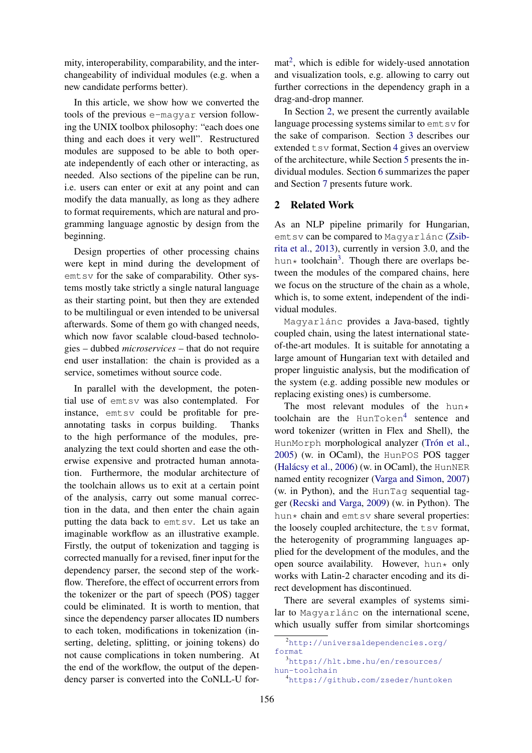mity, interoperability, comparability, and the interchangeability of individual modules (e.g. when a new candidate performs better).

In this article, we show how we converted the tools of the previous e-magyar version following the UNIX toolbox philosophy: "each does one thing and each does it very well". Restructured modules are supposed to be able to both operate independently of each other or interacting, as needed. Also sections of the pipeline can be run, i.e. users can enter or exit at any point and can modify the data manually, as long as they adhere to format requirements, which are natural and programming language agnostic by design from the beginning.

Design properties of other processing chains were kept in mind during the development of emtsv for the sake of comparability. Other systems mostly take strictly a single natural language as their starting point, but then they are extended to be multilingual or even intended to be universal afterwards. Some of them go with changed needs, which now favor scalable cloud-based technologies – dubbed *microservices* – that do not require end user installation: the chain is provided as a service, sometimes without source code.

In parallel with the development, the potential use of emtsv was also contemplated. For instance, emtsv could be profitable for pre-annotating tasks in corpus building. Thanks to the high performance of the modules, pre-analyzing the text could shorten and ease the otherwise expensive and protracted human annotation. Furthermore, the modular architecture of the toolchain allows us to exit at a certain point of the analysis, carry out some manual correction in the data, and then enter the chain again putting the data back to emtsv. Let us take an imaginable workflow as an illustrative example. Firstly, the output of tokenization and tagging is corrected manually for a revised, finer input for the dependency parser, the second step of the workflow. Therefore, the effect of occurrent errors from the tokenizer or the part of speech (POS) tagger could be eliminated. It is worth to mention, that since the dependency parser allocates ID numbers to each token, modifications in tokenization (inserting, deleting, splitting, or joining tokens) do not cause complications in token numbering. At the end of the workflow, the output of the dependency parser is converted into the CoNLL-U format[2], which is edible for widely-used annotation and visualization tools, e.g. allowing to carry out further corrections in the dependency graph in a drag-and-drop manner.

In Section 2, we present the currently available language processing systems similar to emtsv for the sake of comparison. Section 3 describes our extended tsv format, Section 4 gives an overview of the architecture, while Section 5 presents the individual modules. Section 6 summarizes the paper and Section 7 presents future work.

## 2 Related Work

As an NLP pipeline primarily for Hungarian, emtsv can be compared to Magyarlánc (Zsibrita et al., 2013), currently in version 3.0, and the hun* toolchain[3]. Though there are overlaps between the modules of the compared chains, here we focus on the structure of the chain as a whole, which is, to some extent, independent of the individual modules.

Magyarlánc provides a Java-based, tightly coupled chain, using the latest international state-of-the-art modules. It is suitable for annotating a large amount of Hungarian text with detailed and proper linguistic analysis, but the modification of the system (e.g. adding possible new modules or replacing existing ones) is cumbersome.

The most relevant modules of the hun* toolchain are the HunToken[4] sentence and word tokenizer (written in Flex and Shell), the HunMorph morphological analyzer (Trón et al., 2005) (w. in OCaml), the HunPOS POS tagger (Halácsy et al., 2006) (w. in OCaml), the HunNER named entity recognizer (Varga and Simon, 2007) (w. in Python), and the HunTag sequential tagger (Recski and Varga, 2009) (w. in Python). The hun* chain and emtsv share several properties: the loosely coupled architecture, the tsv format, the heterogenity of programming languages applied for the development of the modules, and the open source availability. However, hun* only works with Latin-2 character encoding and its direct development has discontinued.

There are several examples of systems similar to Magyarlánc on the international scene, which usually suffer from similar shortcomings

[2] http://universaldependencies.org/format

[3] https://hlt.bme.hu/en/resources/hun-toolchain

[4] https://github.com/zseder/huntoken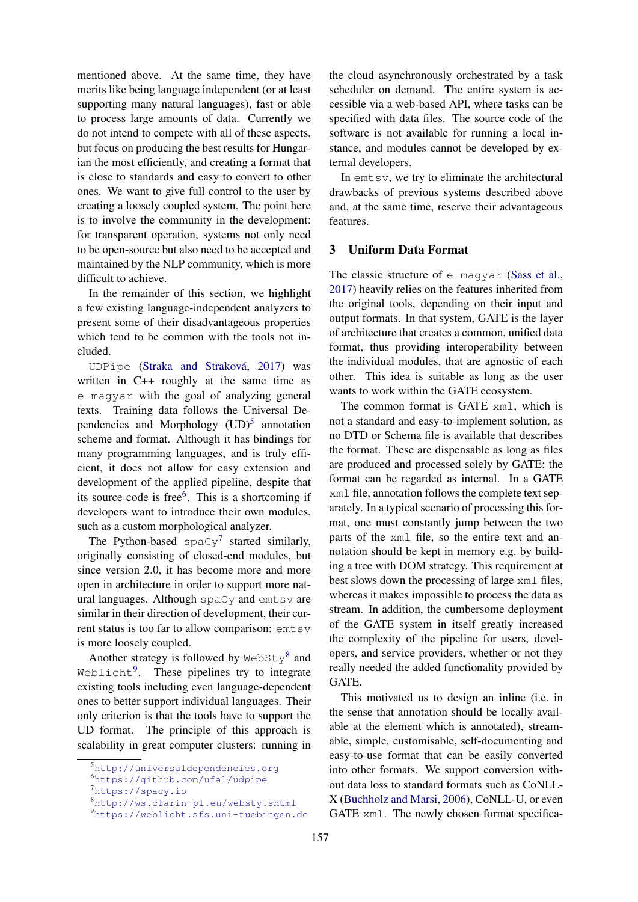mentioned above. At the same time, they have merits like being language independent (or at least supporting many natural languages), fast or able to process large amounts of data. Currently we do not intend to compete with all of these aspects, but focus on producing the best results for Hungarian the most efficiently, and creating a format that is close to standards and easy to convert to other ones. We want to give full control to the user by creating a loosely coupled system. The point here is to involve the community in the development: for transparent operation, systems not only need to be open-source but also need to be accepted and maintained by the NLP community, which is more difficult to achieve.

In the remainder of this section, we highlight a few existing language-independent analyzers to present some of their disadvantageous properties which tend to be common with the tools not included.

`UDPipe` (Straka and Straková, 2017) was written in C++ roughly at the same time as `e-magyar` with the goal of analyzing general texts. Training data follows the Universal Dependencies and Morphology (UD)[5] annotation scheme and format. Although it has bindings for many programming languages, and is truly efficient, it does not allow for easy extension and development of the applied pipeline, despite that its source code is free[6]. This is a shortcoming if developers want to introduce their own modules, such as a custom morphological analyzer.

The Python-based `spaCy`[7] started similarly, originally consisting of closed-end modules, but since version 2.0, it has become more and more open in architecture in order to support more natural languages. Although `spaCy` and `emtsv` are similar in their direction of development, their current status is too far to allow comparison: `emtsv` is more loosely coupled.

Another strategy is followed by `WebSty`[8] and `Weblicht`[9]. These pipelines try to integrate existing tools including even language-dependent ones to better support individual languages. Their only criterion is that the tools have to support the UD format. The principle of this approach is scalability in great computer clusters: running in the cloud asynchronously orchestrated by a task scheduler on demand. The entire system is accessible via a web-based API, where tasks can be specified with data files. The source code of the software is not available for running a local instance, and modules cannot be developed by external developers.

In `emtsv`, we try to eliminate the architectural drawbacks of previous systems described above and, at the same time, reserve their advantageous features.

## 3 Uniform Data Format

The classic structure of `e-magyar` (Sass et al., 2017) heavily relies on the features inherited from the original tools, depending on their input and output formats. In that system, GATE is the layer of architecture that creates a common, unified data format, thus providing interoperability between the individual modules, that are agnostic of each other. This idea is suitable as long as the user wants to work within the GATE ecosystem.

The common format is GATE `xml`, which is not a standard and easy-to-implement solution, as no DTD or Schema file is available that describes the format. These are dispensable as long as files are produced and processed solely by GATE: the format can be regarded as internal. In a GATE `xml` file, annotation follows the complete text separately. In a typical scenario of processing this format, one must constantly jump between the two parts of the `xml` file, so the entire text and annotation should be kept in memory e.g. by building a tree with DOM strategy. This requirement at best slows down the processing of large `xml` files, whereas it makes impossible to process the data as stream. In addition, the cumbersome deployment of the GATE system in itself greatly increased the complexity of the pipeline for users, developers, and service providers, whether or not they really needed the added functionality provided by GATE.

This motivated us to design an inline (i.e. in the sense that annotation should be locally available at the element which is annotated), streamable, simple, customisable, self-documenting and easy-to-use format that can be easily converted into other formats. We support conversion without data loss to standard formats such as CoNLL-X (Buchholz and Marsi, 2006), CoNLL-U, or even GATE `xml`. The newly chosen format specifica-

[5] http://universaldependencies.org

[6] https://github.com/ufal/udpipe

[7] https://spacy.io

[8] http://ws.clarin-pl.eu/websty.shtml

[9] https://weblicht.sfs.uni-tuebingen.de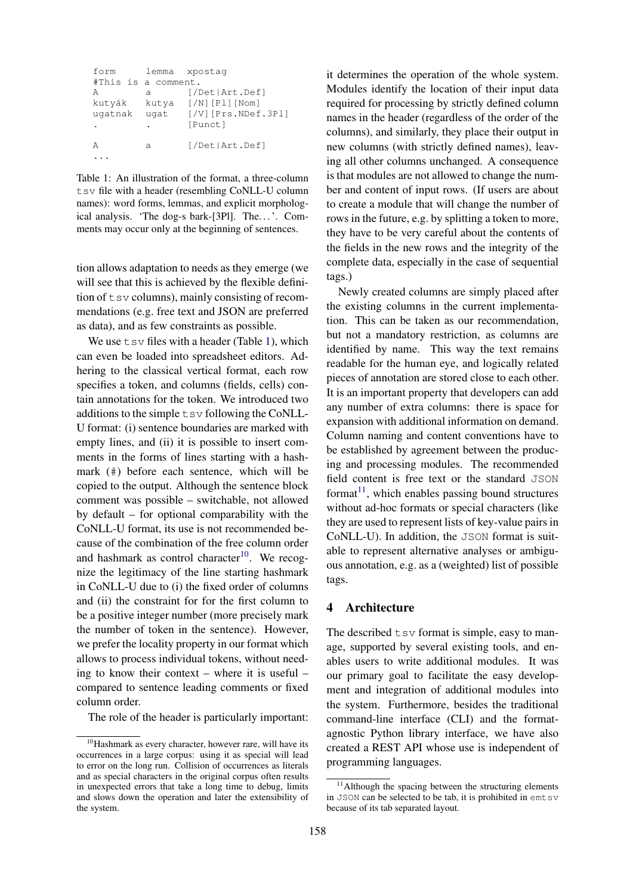```
form     lemma  xpostag
#This is a comment.
A        a      [/Det|Art.Def]
kutyák   kutya  [/N][Pl][Nom]
ugatnak  ugat   [/V][Prs.NDef.3Pl]
.        .      [Punct]

A        a      [/Det|Art.Def]
...
```

Table 1: An illustration of the format, a three-column `tsv` file with a header (resembling CoNLL-U column names): word forms, lemmas, and explicit morphological analysis. 'The dog-s bark-[3Pl]. The…'. Comments may occur only at the beginning of sentences.

tion allows adaptation to needs as they emerge (we will see that this is achieved by the flexible definition of `tsv` columns), mainly consisting of recommendations (e.g. free text and JSON are preferred as data), and as few constraints as possible.

We use `tsv` files with a header (Table 1), which can even be loaded into spreadsheet editors. Adhering to the classical vertical format, each row specifies a token, and columns (fields, cells) contain annotations for the token. We introduced two additions to the simple `tsv` following the CoNLL-U format: (i) sentence boundaries are marked with empty lines, and (ii) it is possible to insert comments in the forms of lines starting with a hashmark (#) before each sentence, which will be copied to the output. Although the sentence block comment was possible – switchable, not allowed by default – for optional comparability with the CoNLL-U format, its use is not recommended because of the combination of the free column order and hashmark as control character[10]. We recognize the legitimacy of the line starting hashmark in CoNLL-U due to (i) the fixed order of columns and (ii) the constraint for for the first column to be a positive integer number (more precisely mark the number of token in the sentence). However, we prefer the locality property in our format which allows to process individual tokens, without needing to know their context – where it is useful – compared to sentence leading comments or fixed column order.

The role of the header is particularly important: it determines the operation of the whole system. Modules identify the location of their input data required for processing by strictly defined column names in the header (regardless of the order of the columns), and similarly, they place their output in new columns (with strictly defined names), leaving all other columns unchanged. A consequence is that modules are not allowed to change the number and content of input rows. (If users are about to create a module that will change the number of rows in the future, e.g. by splitting a token to more, they have to be very careful about the contents of the fields in the new rows and the integrity of the complete data, especially in the case of sequential tags.)

Newly created columns are simply placed after the existing columns in the current implementation. This can be taken as our recommendation, but not a mandatory restriction, as columns are identified by name. This way the text remains readable for the human eye, and logically related pieces of annotation are stored close to each other. It is an important property that developers can add any number of extra columns: there is space for expansion with additional information on demand. Column naming and content conventions have to be established by agreement between the producing and processing modules. The recommended field content is free text or the standard `JSON` format[11], which enables passing bound structures without ad-hoc formats or special characters (like they are used to represent lists of key-value pairs in CoNLL-U). In addition, the `JSON` format is suitable to represent alternative analyses or ambiguous annotation, e.g. as a (weighted) list of possible tags.

## 4 Architecture

The described `tsv` format is simple, easy to manage, supported by several existing tools, and enables users to write additional modules. It was our primary goal to facilitate the easy development and integration of additional modules into the system. Furthermore, besides the traditional command-line interface (CLI) and the format-agnostic Python library interface, we have also created a REST API whose use is independent of programming languages.

[10] Hashmark as every character, however rare, will have its occurrences in a large corpus: using it as special will lead to error on the long run. Collision of occurrences as literals and as special characters in the original corpus often results in unexpected errors that take a long time to debug, limits and slows down the operation and later the extensibility of the system.

[11] Although the spacing between the structuring elements in `JSON` can be selected to be tab, it is prohibited in `emtsv` because of its tab separated layout.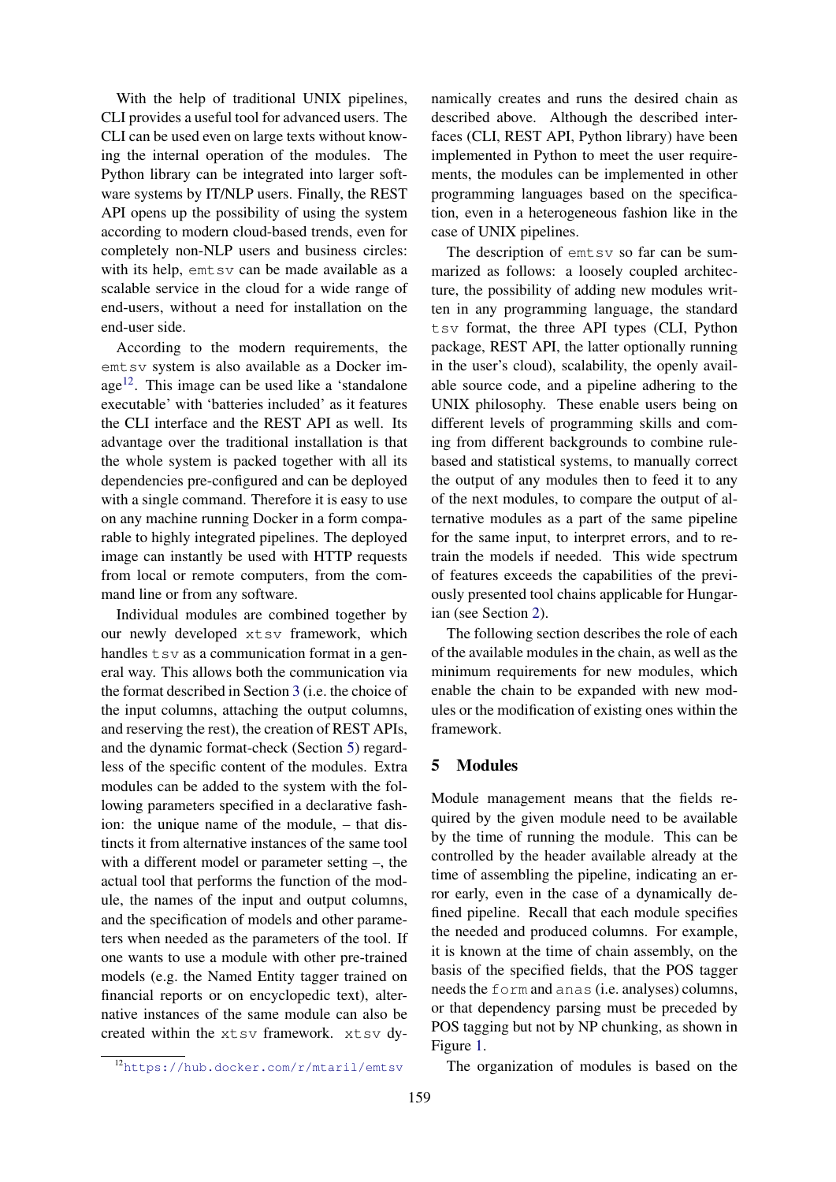With the help of traditional UNIX pipelines, CLI provides a useful tool for advanced users. The CLI can be used even on large texts without knowing the internal operation of the modules. The Python library can be integrated into larger software systems by IT/NLP users. Finally, the REST API opens up the possibility of using the system according to modern cloud-based trends, even for completely non-NLP users and business circles: with its help, `emtsv` can be made available as a scalable service in the cloud for a wide range of end-users, without a need for installation on the end-user side.

According to the modern requirements, the `emtsv` system is also available as a Docker image[12]. This image can be used like a 'standalone executable' with 'batteries included' as it features the CLI interface and the REST API as well. Its advantage over the traditional installation is that the whole system is packed together with all its dependencies pre-configured and can be deployed with a single command. Therefore it is easy to use on any machine running Docker in a form comparable to highly integrated pipelines. The deployed image can instantly be used with HTTP requests from local or remote computers, from the command line or from any software.

Individual modules are combined together by our newly developed `xtsv` framework, which handles `tsv` as a communication format in a general way. This allows both the communication via the format described in Section 3 (i.e. the choice of the input columns, attaching the output columns, and reserving the rest), the creation of REST APIs, and the dynamic format-check (Section 5) regardless of the specific content of the modules. Extra modules can be added to the system with the following parameters specified in a declarative fashion: the unique name of the module, – that distincts it from alternative instances of the same tool with a different model or parameter setting –, the actual tool that performs the function of the module, the names of the input and output columns, and the specification of models and other parameters when needed as the parameters of the tool. If one wants to use a module with other pre-trained models (e.g. the Named Entity tagger trained on financial reports or on encyclopedic text), alternative instances of the same module can also be created within the `xtsv` framework. `xtsv` dynamically creates and runs the desired chain as described above. Although the described interfaces (CLI, REST API, Python library) have been implemented in Python to meet the user requirements, the modules can be implemented in other programming languages based on the specification, even in a heterogeneous fashion like in the case of UNIX pipelines.

The description of `emtsv` so far can be summarized as follows: a loosely coupled architecture, the possibility of adding new modules written in any programming language, the standard `tsv` format, the three API types (CLI, Python package, REST API, the latter optionally running in the user's cloud), scalability, the openly available source code, and a pipeline adhering to the UNIX philosophy. These enable users being on different levels of programming skills and coming from different backgrounds to combine rule-based and statistical systems, to manually correct the output of any modules then to feed it to any of the next modules, to compare the output of alternative modules as a part of the same pipeline for the same input, to interpret errors, and to retrain the models if needed. This wide spectrum of features exceeds the capabilities of the previously presented tool chains applicable for Hungarian (see Section 2).

The following section describes the role of each of the available modules in the chain, as well as the minimum requirements for new modules, which enable the chain to be expanded with new modules or the modification of existing ones within the framework.

## 5 Modules

Module management means that the fields required by the given module need to be available by the time of running the module. This can be controlled by the header available already at the time of assembling the pipeline, indicating an error early, even in the case of a dynamically defined pipeline. Recall that each module specifies the needed and produced columns. For example, it is known at the time of chain assembly, on the basis of the specified fields, that the POS tagger needs the `form` and `anas` (i.e. analyses) columns, or that dependency parsing must be preceded by POS tagging but not by NP chunking, as shown in Figure 1.

The organization of modules is based on the

[12] https://hub.docker.com/r/mtaril/emtsv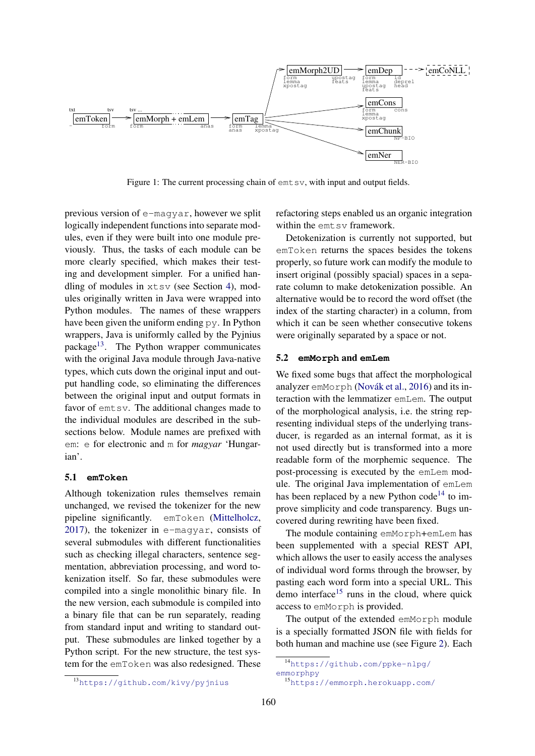txt tsv tsv ...

emToken → emMorph + emLem → emTag → emMorph2UD → emDep - - → emCoNLL

emTag → emCons, emChunk, emNer

form form anas form anas lemma xpostag form lemma xpostag upostag feats form lemma upostag feats id deprel head form lemma xpostag cons NP-BIO NER-BIO

Figure 1: The current processing chain of emtsv, with input and output fields.

previous version of e-magyar, however we split logically independent functions into separate modules, even if they were built into one module previously. Thus, the tasks of each module can be more clearly specified, which makes their testing and development simpler. For a unified handling of modules in xtsv (see Section 4), modules originally written in Java were wrapped into Python modules. The names of these wrappers have been given the uniform ending py. In Python wrappers, Java is uniformly called by the Pyjnius package[13]. The Python wrapper communicates with the original Java module through Java-native types, which cuts down the original input and output handling code, so eliminating the differences between the original input and output formats in favor of emtsv. The additional changes made to the individual modules are described in the subsections below. Module names are prefixed with em: e for electronic and m for *magyar* 'Hungarian'.

### 5.1 emToken

Although tokenization rules themselves remain unchanged, we revised the tokenizer for the new pipeline significantly. emToken (Mittelholcz, 2017), the tokenizer in e-magyar, consists of several submodules with different functionalities such as checking illegal characters, sentence segmentation, abbreviation processing, and word tokenization itself. So far, these submodules were compiled into a single monolithic binary file. In the new version, each submodule is compiled into a binary file that can be run separately, reading from standard input and writing to standard output. These submodules are linked together by a Python script. For the new structure, the test system for the emToken was also redesigned. These refactoring steps enabled us an organic integration within the emtsv framework.

Detokenization is currently not supported, but emToken returns the spaces besides the tokens properly, so future work can modify the module to insert original (possibly spacial) spaces in a separate column to make detokenization possible. An alternative would be to record the word offset (the index of the starting character) in a column, from which it can be seen whether consecutive tokens were originally separated by a space or not.

### 5.2 emMorph and emLem

We fixed some bugs that affect the morphological analyzer emMorph (Novák et al., 2016) and its interaction with the lemmatizer emLem. The output of the morphological analysis, i.e. the string representing individual steps of the underlying transducer, is regarded as an internal format, as it is not used directly but is transformed into a more readable form of the morphemic sequence. The post-processing is executed by the emLem module. The original Java implementation of emLem has been replaced by a new Python code[14] to improve simplicity and code transparency. Bugs uncovered during rewriting have been fixed.

The module containing emMorph+emLem has been supplemented with a special REST API, which allows the user to easily access the analyses of individual word forms through the browser, by pasting each word form into a special URL. This demo interface[15] runs in the cloud, where quick access to emMorph is provided.

The output of the extended emMorph module is a specially formatted JSON file with fields for both human and machine use (see Figure 2). Each

[13] https://github.com/kivy/pyjnius

[14] https://github.com/ppke-nlpg/emmorphpy

[15] https://emmorph.herokuapp.com/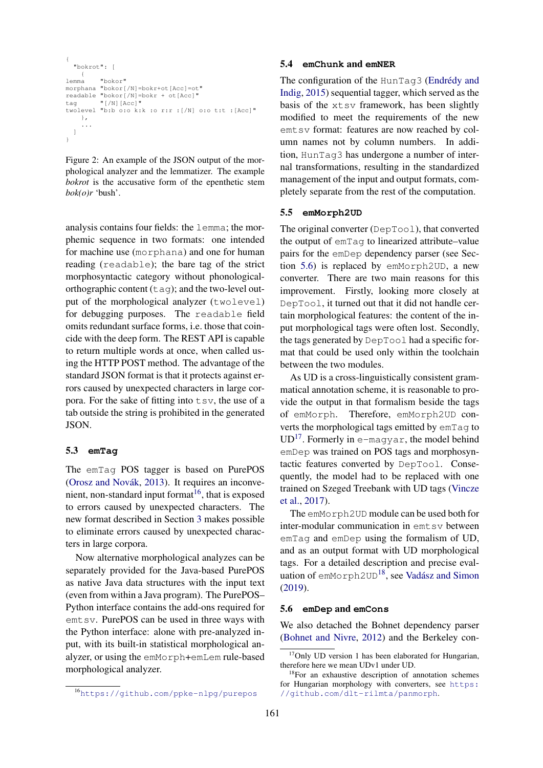```
{
  "bokrot": [
    {
lemma     "bokor"
morphana  "bokor[/N]=bokr+ot[Acc]=ot"
readable  "bokor[/N]=bokr + ot[Acc]"
tag       "[/N][Acc]"
twolevel  "b:b o:o k:k :o r:r :[/N] o:o t:t :[Acc]"
    },
    ...
  ]
}
```

Figure 2: An example of the JSON output of the morphological analyzer and the lemmatizer. The example *bokrot* is the accusative form of the epenthetic stem *bok(o)r* 'bush'.

analysis contains four fields: the `lemma`; the morphemic sequence in two formats: one intended for machine use (`morphana`) and one for human reading (`readable`); the bare tag of the strict morphosyntactic category without phonological-orthographic content (`tag`); and the two-level output of the morphological analyzer (`twolevel`) for debugging purposes. The `readable` field omits redundant surface forms, i.e. those that coincide with the deep form. The REST API is capable to return multiple words at once, when called using the HTTP POST method. The advantage of the standard JSON format is that it protects against errors caused by unexpected characters in large corpora. For the sake of fitting into `tsv`, the use of a tab outside the string is prohibited in the generated JSON.

### 5.3 emTag

The `emTag` POS tagger is based on PurePOS (Orosz and Novák, 2013). It requires an inconvenient, non-standard input format[16], that is exposed to errors caused by unexpected characters. The new format described in Section 3 makes possible to eliminate errors caused by unexpected characters in large corpora.

Now alternative morphological analyzes can be separately provided for the Java-based PurePOS as native Java data structures with the input text (even from within a Java program). The PurePOS–Python interface contains the add-ons required for `emtsv`. PurePOS can be used in three ways with the Python interface: alone with pre-analyzed input, with its built-in statistical morphological analyzer, or using the `emMorph`+`emLem` rule-based morphological analyzer.

[16] https://github.com/ppke-nlpg/purepos

### 5.4 emChunk and emNER

The configuration of the `HunTag3` (Endrédy and Indig, 2015) sequential tagger, which served as the basis of the `xtsv` framework, has been slightly modified to meet the requirements of the new `emtsv` format: features are now reached by column names not by column numbers. In addition, `HunTag3` has undergone a number of internal transformations, resulting in the standardized management of the input and output formats, completely separate from the rest of the computation.

### 5.5 emMorph2UD

The original converter (`DepTool`), that converted the output of `emTag` to linearized attribute–value pairs for the `emDep` dependency parser (see Section 5.6) is replaced by `emMorph2UD`, a new converter. There are two main reasons for this improvement. Firstly, looking more closely at `DepTool`, it turned out that it did not handle certain morphological features: the content of the input morphological tags were often lost. Secondly, the tags generated by `DepTool` had a specific format that could be used only within the toolchain between the two modules.

As UD is a cross-linguistically consistent grammatical annotation scheme, it is reasonable to provide the output in that formalism beside the tags of `emMorph`. Therefore, `emMorph2UD` converts the morphological tags emitted by `emTag` to UD[17]. Formerly in `e-magyar`, the model behind `emDep` was trained on POS tags and morphosyntactic features converted by `DepTool`. Consequently, the model had to be replaced with one trained on Szeged Treebank with UD tags (Vincze et al., 2017).

The `emMorph2UD` module can be used both for inter-modular communication in `emtsv` between `emTag` and `emDep` using the formalism of UD, and as an output format with UD morphological tags. For a detailed description and precise evaluation of `emMorph2UD`[18], see Vadász and Simon (2019).

### 5.6 emDep and emCons

We also detached the Bohnet dependency parser (Bohnet and Nivre, 2012) and the Berkeley con-

[17] Only UD version 1 has been elaborated for Hungarian, therefore here we mean UDv1 under UD.

[18] For an exhaustive description of annotation schemes for Hungarian morphology with converters, see https://github.com/dlt-rilmta/panmorph.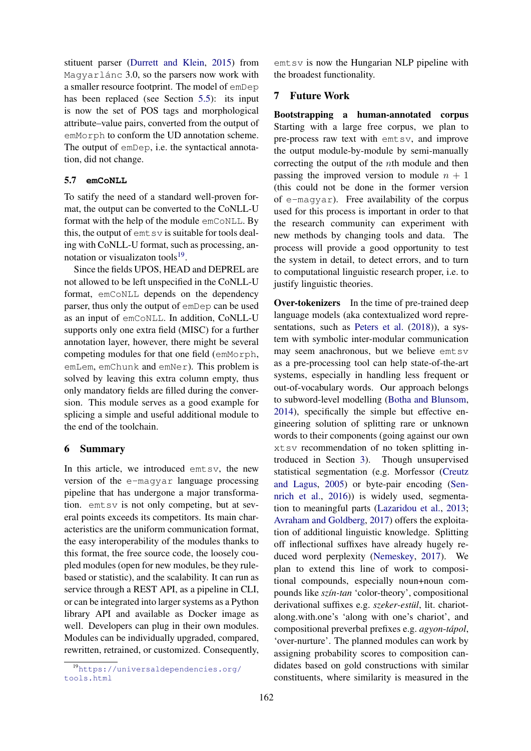stituent parser (Durrett and Klein, 2015) from `Magyarlánc` 3.0, so the parsers now work with a smaller resource footprint. The model of `emDep` has been replaced (see Section 5.5): its input is now the set of POS tags and morphological attribute–value pairs, converted from the output of `emMorph` to conform the UD annotation scheme. The output of `emDep`, i.e. the syntactical annotation, did not change.

### 5.7 emCoNLL

To satify the need of a standard well-proven format, the output can be converted to the CoNLL-U format with the help of the module `emCoNLL`. By this, the output of `emtsv` is suitable for tools dealing with CoNLL-U format, such as processing, annotation or visualizaton tools[19].

Since the fields UPOS, HEAD and DEPREL are not allowed to be left unspecified in the CoNLL-U format, `emCoNLL` depends on the dependency parser, thus only the output of `emDep` can be used as an input of `emCoNLL`. In addition, CoNLL-U supports only one extra field (MISC) for a further annotation layer, however, there might be several competing modules for that one field (`emMorph`, `emLem`, `emChunk` and `emNer`). This problem is solved by leaving this extra column empty, thus only mandatory fields are filled during the conversion. This module serves as a good example for splicing a simple and useful additional module to the end of the toolchain.

## 6 Summary

In this article, we introduced `emtsv`, the new version of the `e-magyar` language processing pipeline that has undergone a major transformation. `emtsv` is not only competing, but at several points exceeds its competitors. Its main characteristics are the uniform communication format, the easy interoperability of the modules thanks to this format, the free source code, the loosely coupled modules (open for new modules, be they rule-based or statistic), and the scalability. It can run as service through a REST API, as a pipeline in CLI, or can be integrated into larger systems as a Python library API and available as Docker image as well. Developers can plug in their own modules. Modules can be individually upgraded, compared, rewritten, retrained, or customized. Consequently, `emtsv` is now the Hungarian NLP pipeline with the broadest functionality.

## 7 Future Work

**Bootstrapping a human-annotated corpus** Starting with a large free corpus, we plan to pre-process raw text with `emtsv`, and improve the output module-by-module by semi-manually correcting the output of the $n$th module and then passing the improved version to module $n + 1$ (this could not be done in the former version of `e-magyar`). Free availability of the corpus used for this process is important in order to that the research community can experiment with new methods by changing tools and data. The process will provide a good opportunity to test the system in detail, to detect errors, and to turn to computational linguistic research proper, i.e. to justify linguistic theories.

**Over-tokenizers** In the time of pre-trained deep language models (aka contextualized word representations, such as Peters et al. (2018)), a system with symbolic inter-modular communication may seem anachronous, but we believe `emtsv` as a pre-processing tool can help state-of-the-art systems, especially in handling less frequent or out-of-vocabulary words. Our approach belongs to subword-level modelling (Botha and Blunsom, 2014), specifically the simple but effective engineering solution of splitting rare or unknown words to their components (going against our own `xtsv` recommendation of no token splitting introduced in Section 3). Though unsupervised statistical segmentation (e.g. Morfessor (Creutz and Lagus, 2005) or byte-pair encoding (Sennrich et al., 2016)) is widely used, segmentation to meaningful parts (Lazaridou et al., 2013; Avraham and Goldberg, 2017) offers the exploitation of additional linguistic knowledge. Splitting off inflectional suffixes have already hugely reduced word perplexity (Nemeskey, 2017). We plan to extend this line of work to compositional compounds, especially noun+noun compounds like *szín-tan* 'color-theory', compositional derivational suffixes e.g. *szeker-estül*, lit. chariot-along.with.one's 'along with one's chariot', and compositional preverbal prefixes e.g. *agyon-tápol*, 'over-nurture'. The planned modules can work by assigning probability scores to composition candidates based on gold constructions with similar constituents, where similarity is measured in the

[19] https://universaldependencies.org/tools.html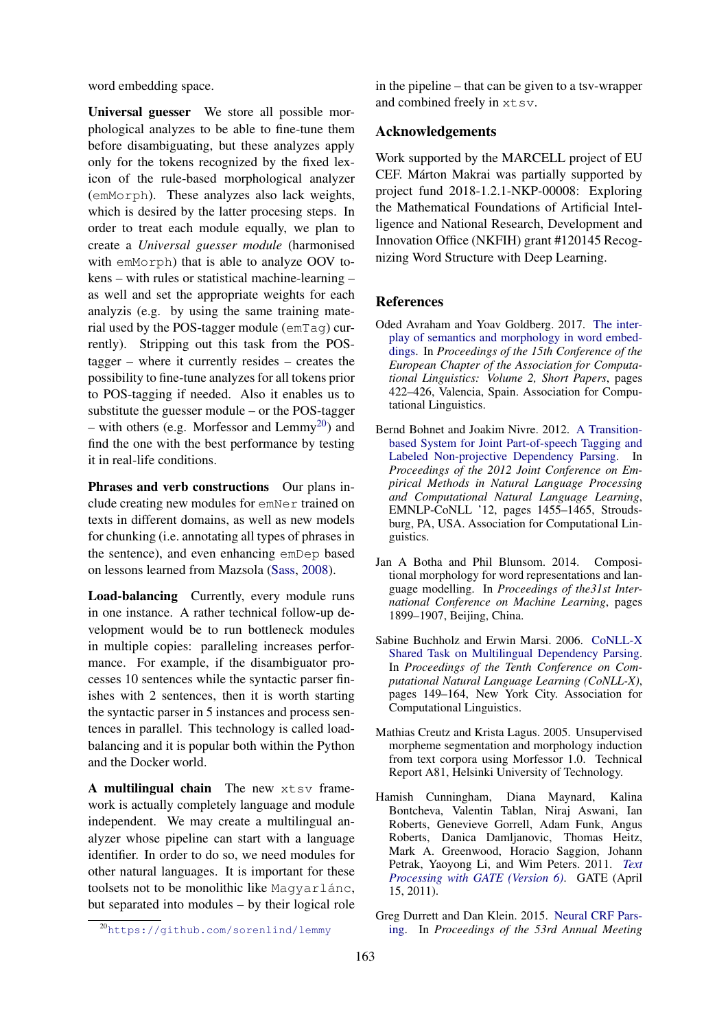word embedding space.

**Universal guesser** We store all possible morphological analyzes to be able to fine-tune them before disambiguating, but these analyzes apply only for the tokens recognized by the fixed lexicon of the rule-based morphological analyzer (`emMorph`). These analyzes also lack weights, which is desired by the latter procesing steps. In order to treat each module equally, we plan to create a *Universal guesser module* (harmonised with `emMorph`) that is able to analyze OOV tokens – with rules or statistical machine-learning – as well and set the appropriate weights for each analyzis (e.g. by using the same training material used by the POS-tagger module (`emTag`) currently). Stripping out this task from the POS-tagger – where it currently resides – creates the possibility to fine-tune analyzes for all tokens prior to POS-tagging if needed. Also it enables us to substitute the guesser module – or the POS-tagger – with others (e.g. Morfessor and Lemmy[20]) and find the one with the best performance by testing it in real-life conditions.

**Phrases and verb constructions** Our plans include creating new modules for `emNer` trained on texts in different domains, as well as new models for chunking (i.e. annotating all types of phrases in the sentence), and even enhancing `emDep` based on lessons learned from Mazsola (Sass, 2008).

**Load-balancing** Currently, every module runs in one instance. A rather technical follow-up development would be to run bottleneck modules in multiple copies: paralleling increases performance. For example, if the disambiguator processes 10 sentences while the syntactic parser finishes with 2 sentences, then it is worth starting the syntactic parser in 5 instances and process sentences in parallel. This technology is called load-balancing and it is popular both within the Python and the Docker world.

**A multilingual chain** The new `xtsv` framework is actually completely language and module independent. We may create a multilingual analyzer whose pipeline can start with a language identifier. In order to do so, we need modules for other natural languages. It is important for these toolsets not to be monolithic like `Magyarlánc`, but separated into modules – by their logical role in the pipeline – that can be given to a tsv-wrapper and combined freely in `xtsv`.

[20] https://github.com/sorenlind/lemmy

## Acknowledgements

Work supported by the MARCELL project of EU CEF. Márton Makrai was partially supported by project fund 2018-1.2.1-NKP-00008: Exploring the Mathematical Foundations of Artificial Intelligence and National Research, Development and Innovation Office (NKFIH) grant #120145 Recognizing Word Structure with Deep Learning.

## References

Oded Avraham and Yoav Goldberg. 2017. The interplay of semantics and morphology in word embeddings. In *Proceedings of the 15th Conference of the European Chapter of the Association for Computational Linguistics: Volume 2, Short Papers*, pages 422–426, Valencia, Spain. Association for Computational Linguistics.

Bernd Bohnet and Joakim Nivre. 2012. A Transition-based System for Joint Part-of-speech Tagging and Labeled Non-projective Dependency Parsing. In *Proceedings of the 2012 Joint Conference on Empirical Methods in Natural Language Processing and Computational Natural Language Learning*, EMNLP-CoNLL '12, pages 1455–1465, Stroudsburg, PA, USA. Association for Computational Linguistics.

Jan A Botha and Phil Blunsom. 2014. Compositional morphology for word representations and language modelling. In *Proceedings of the31st International Conference on Machine Learning*, pages 1899–1907, Beijing, China.

Sabine Buchholz and Erwin Marsi. 2006. CoNLL-X Shared Task on Multilingual Dependency Parsing. In *Proceedings of the Tenth Conference on Computational Natural Language Learning (CoNLL-X)*, pages 149–164, New York City. Association for Computational Linguistics.

Mathias Creutz and Krista Lagus. 2005. Unsupervised morpheme segmentation and morphology induction from text corpora using Morfessor 1.0. Technical Report A81, Helsinki University of Technology.

Hamish Cunningham, Diana Maynard, Kalina Bontcheva, Valentin Tablan, Niraj Aswani, Ian Roberts, Genevieve Gorrell, Adam Funk, Angus Roberts, Danica Damljanovic, Thomas Heitz, Mark A. Greenwood, Horacio Saggion, Johann Petrak, Yaoyong Li, and Wim Peters. 2011. *Text Processing with GATE (Version 6)*. GATE (April 15, 2011).

Greg Durrett and Dan Klein. 2015. Neural CRF Parsing. In *Proceedings of the 53rd Annual Meeting*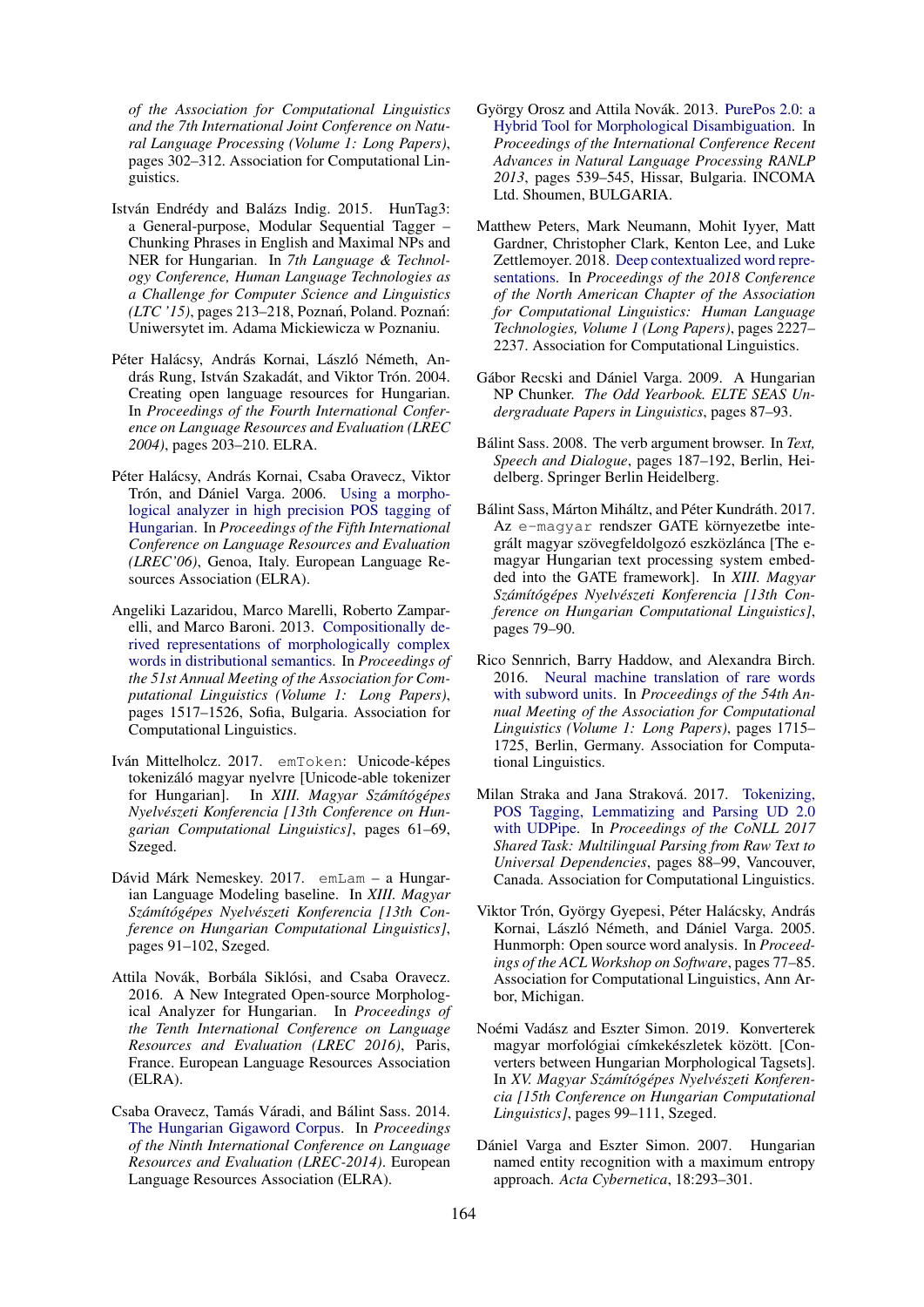*of the Association for Computational Linguistics and the 7th International Joint Conference on Natural Language Processing (Volume 1: Long Papers)*, pages 302–312. Association for Computational Linguistics.

István Endrédy and Balázs Indig. 2015. HunTag3: a General-purpose, Modular Sequential Tagger – Chunking Phrases in English and Maximal NPs and NER for Hungarian. In *7th Language & Technology Conference, Human Language Technologies as a Challenge for Computer Science and Linguistics (LTC '15)*, pages 213–218, Poznań, Poland. Poznań: Uniwersytet im. Adama Mickiewicza w Poznaniu.

Péter Halácsy, András Kornai, László Németh, András Rung, István Szakadát, and Viktor Trón. 2004. Creating open language resources for Hungarian. In *Proceedings of the Fourth International Conference on Language Resources and Evaluation (LREC 2004)*, pages 203–210. ELRA.

Péter Halácsy, András Kornai, Csaba Oravecz, Viktor Trón, and Dániel Varga. 2006. Using a morphological analyzer in high precision POS tagging of Hungarian. In *Proceedings of the Fifth International Conference on Language Resources and Evaluation (LREC'06)*, Genoa, Italy. European Language Resources Association (ELRA).

Angeliki Lazaridou, Marco Marelli, Roberto Zamparelli, and Marco Baroni. 2013. Compositionally derived representations of morphologically complex words in distributional semantics. In *Proceedings of the 51st Annual Meeting of the Association for Computational Linguistics (Volume 1: Long Papers)*, pages 1517–1526, Sofia, Bulgaria. Association for Computational Linguistics.

Iván Mittelholcz. 2017. `emToken`: Unicode-képes tokenizáló magyar nyelvre [Unicode-able tokenizer for Hungarian]. In *XIII. Magyar Számítógépes Nyelvészeti Konferencia [13th Conference on Hungarian Computational Linguistics]*, pages 61–69, Szeged.

Dávid Márk Nemeskey. 2017. `emLam` – a Hungarian Language Modeling baseline. In *XIII. Magyar Számítógépes Nyelvészeti Konferencia [13th Conference on Hungarian Computational Linguistics]*, pages 91–102, Szeged.

Attila Novák, Borbála Siklósi, and Csaba Oravecz. 2016. A New Integrated Open-source Morphological Analyzer for Hungarian. In *Proceedings of the Tenth International Conference on Language Resources and Evaluation (LREC 2016)*, Paris, France. European Language Resources Association (ELRA).

Csaba Oravecz, Tamás Váradi, and Bálint Sass. 2014. The Hungarian Gigaword Corpus. In *Proceedings of the Ninth International Conference on Language Resources and Evaluation (LREC-2014)*. European Language Resources Association (ELRA).

György Orosz and Attila Novák. 2013. PurePos 2.0: a Hybrid Tool for Morphological Disambiguation. In *Proceedings of the International Conference Recent Advances in Natural Language Processing RANLP 2013*, pages 539–545, Hissar, Bulgaria. INCOMA Ltd. Shoumen, BULGARIA.

Matthew Peters, Mark Neumann, Mohit Iyyer, Matt Gardner, Christopher Clark, Kenton Lee, and Luke Zettlemoyer. 2018. Deep contextualized word representations. In *Proceedings of the 2018 Conference of the North American Chapter of the Association for Computational Linguistics: Human Language Technologies, Volume 1 (Long Papers)*, pages 2227–2237. Association for Computational Linguistics.

Gábor Recski and Dániel Varga. 2009. A Hungarian NP Chunker. *The Odd Yearbook. ELTE SEAS Undergraduate Papers in Linguistics*, pages 87–93.

Bálint Sass. 2008. The verb argument browser. In *Text, Speech and Dialogue*, pages 187–192, Berlin, Heidelberg. Springer Berlin Heidelberg.

Bálint Sass, Márton Miháltz, and Péter Kundráth. 2017. Az `e-magyar` rendszer GATE környezetbe integrált magyar szövegfeldolgozó eszközlánca [The e-magyar Hungarian text processing system embedded into the GATE framework]. In *XIII. Magyar Számítógépes Nyelvészeti Konferencia [13th Conference on Hungarian Computational Linguistics]*, pages 79–90.

Rico Sennrich, Barry Haddow, and Alexandra Birch. 2016. Neural machine translation of rare words with subword units. In *Proceedings of the 54th Annual Meeting of the Association for Computational Linguistics (Volume 1: Long Papers)*, pages 1715–1725, Berlin, Germany. Association for Computational Linguistics.

Milan Straka and Jana Straková. 2017. Tokenizing, POS Tagging, Lemmatizing and Parsing UD 2.0 with UDPipe. In *Proceedings of the CoNLL 2017 Shared Task: Multilingual Parsing from Raw Text to Universal Dependencies*, pages 88–99, Vancouver, Canada. Association for Computational Linguistics.

Viktor Trón, György Gyepesi, Péter Halácsky, András Kornai, László Németh, and Dániel Varga. 2005. Hunmorph: Open source word analysis. In *Proceedings of the ACL Workshop on Software*, pages 77–85. Association for Computational Linguistics, Ann Arbor, Michigan.

Noémi Vadász and Eszter Simon. 2019. Konverterek magyar morfológiai címkekészletek között. [Converters between Hungarian Morphological Tagsets]. In *XV. Magyar Számítógépes Nyelvészeti Konferencia [15th Conference on Hungarian Computational Linguistics]*, pages 99–111, Szeged.

Dániel Varga and Eszter Simon. 2007. Hungarian named entity recognition with a maximum entropy approach. *Acta Cybernetica*, 18:293–301.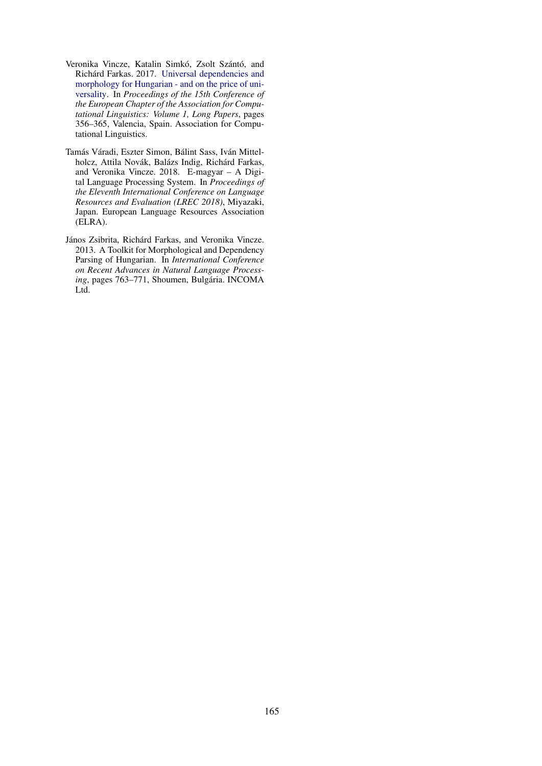Veronika Vincze, Katalin Simkó, Zsolt Szántó, and Richárd Farkas. 2017. Universal dependencies and morphology for Hungarian - and on the price of universality. In *Proceedings of the 15th Conference of the European Chapter of the Association for Computational Linguistics: Volume 1, Long Papers*, pages 356–365, Valencia, Spain. Association for Computational Linguistics.

Tamás Váradi, Eszter Simon, Bálint Sass, Iván Mittelholcz, Attila Novák, Balázs Indig, Richárd Farkas, and Veronika Vincze. 2018. E-magyar – A Digital Language Processing System. In *Proceedings of the Eleventh International Conference on Language Resources and Evaluation (LREC 2018)*, Miyazaki, Japan. European Language Resources Association (ELRA).

János Zsibrita, Richárd Farkas, and Veronika Vincze. 2013. A Toolkit for Morphological and Dependency Parsing of Hungarian. In *International Conference on Recent Advances in Natural Language Processing*, pages 763–771, Shoumen, Bulgária. INCOMA Ltd.